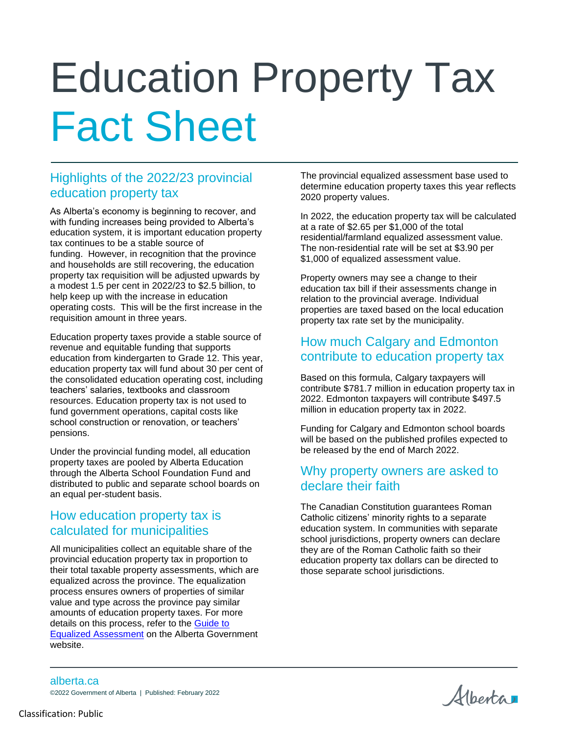# Education Property Tax Fact Sheet

## Highlights of the 2022/23 provincial education property tax

As Alberta's economy is beginning to recover, and with funding increases being provided to Alberta's education system, it is important education property tax continues to be a stable source of funding. However, in recognition that the province and households are still recovering, the education property tax requisition will be adjusted upwards by a modest 1.5 per cent in 2022/23 to $2.5 billion, to help keep up with the increase in education operating costs. This will be the first increase in the requisition amount in three years.

Education property taxes provide a stable source of revenue and equitable funding that supports education from kindergarten to Grade 12. This year, education property tax will fund about 30 per cent of the consolidated education operating cost, including teachers' salaries, textbooks and classroom resources. Education property tax is not used to fund government operations, capital costs like school construction or renovation, or teachers' pensions.

Under the provincial funding model, all education property taxes are pooled by Alberta Education through the Alberta School Foundation Fund and distributed to public and separate school boards on an equal per-student basis.

## How education property tax is calculated for municipalities

All municipalities collect an equitable share of the provincial education property tax in proportion to their total taxable property assessments, which are equalized across the province. The equalization process ensures owners of properties of similar value and type across the province pay similar amounts of education property taxes. For more details on this process, refer to the Guide to Equalized Assessment on the Alberta Government website.

The provincial equalized assessment base used to determine education property taxes this year reflects 2020 property values.

In 2022, the education property tax will be calculated at a rate of $2.65 per $1,000 of the total residential/farmland equalized assessment value. The non-residential rate will be set at $3.90 per $1,000 of equalized assessment value.

Property owners may see a change to their education tax bill if their assessments change in relation to the provincial average. Individual properties are taxed based on the local education property tax rate set by the municipality.

## How much Calgary and Edmonton contribute to education property tax

Based on this formula, Calgary taxpayers will contribute $781.7 million in education property tax in 2022. Edmonton taxpayers will contribute $497.5 million in education property tax in 2022.

Funding for Calgary and Edmonton school boards will be based on the published profiles expected to be released by the end of March 2022.

## Why property owners are asked to declare their faith

The Canadian Constitution guarantees Roman Catholic citizens' minority rights to a separate education system. In communities with separate school jurisdictions, property owners can declare they are of the Roman Catholic faith so their education property tax dollars can be directed to those separate school jurisdictions.

alberta.ca

©2022 Government of Alberta | Published: February 2022

Classification: Public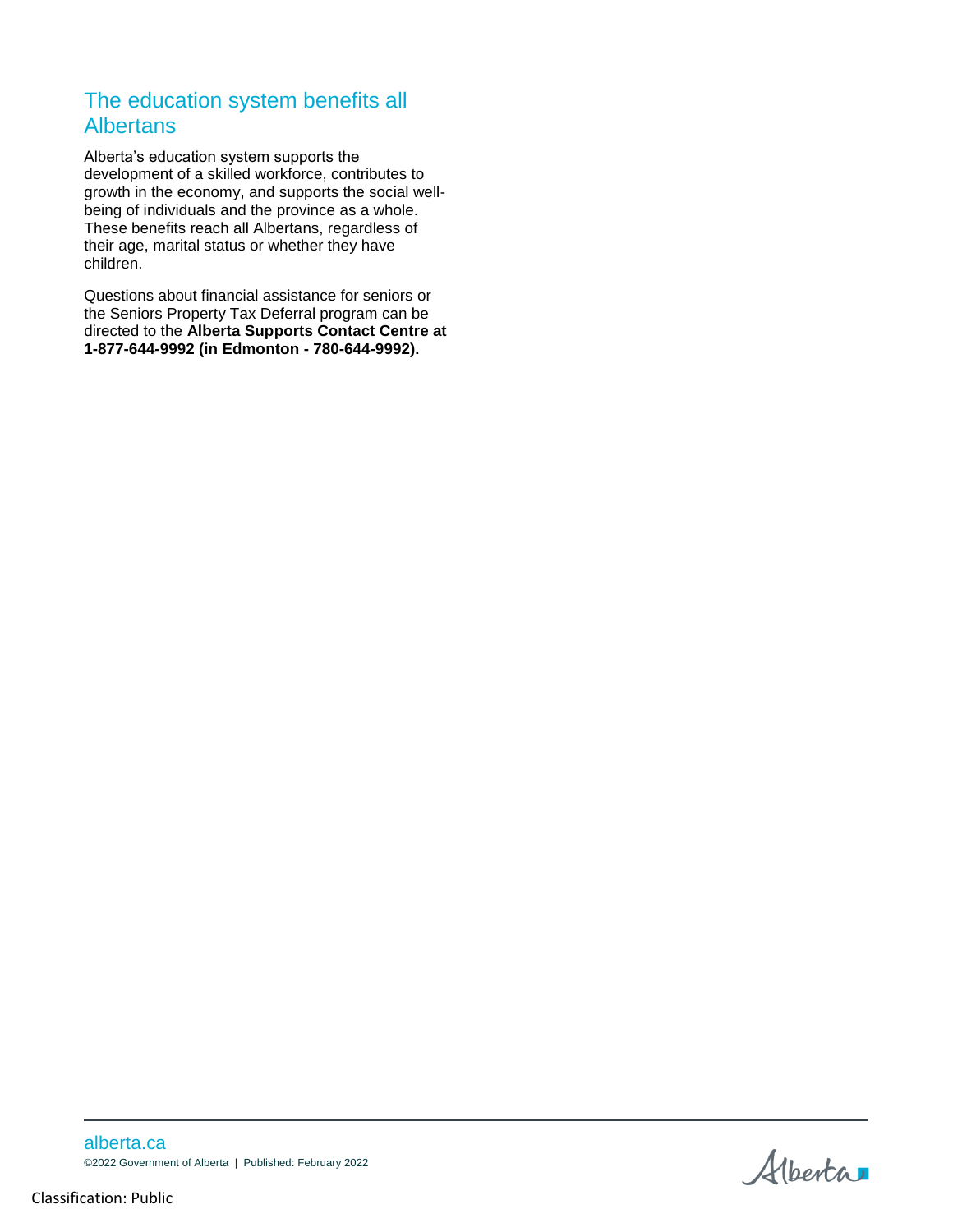## The education system benefits all Albertans

Alberta's education system supports the development of a skilled workforce, contributes to growth in the economy, and supports the social well-being of individuals and the province as a whole. These benefits reach all Albertans, regardless of their age, marital status or whether they have children.

Questions about financial assistance for seniors or the Seniors Property Tax Deferral program can be directed to the **Alberta Supports Contact Centre at 1-877-644-9992 (in Edmonton - 780-644-9992).**

alberta.ca

©2022 Government of Alberta | Published: February 2022

Classification: Public